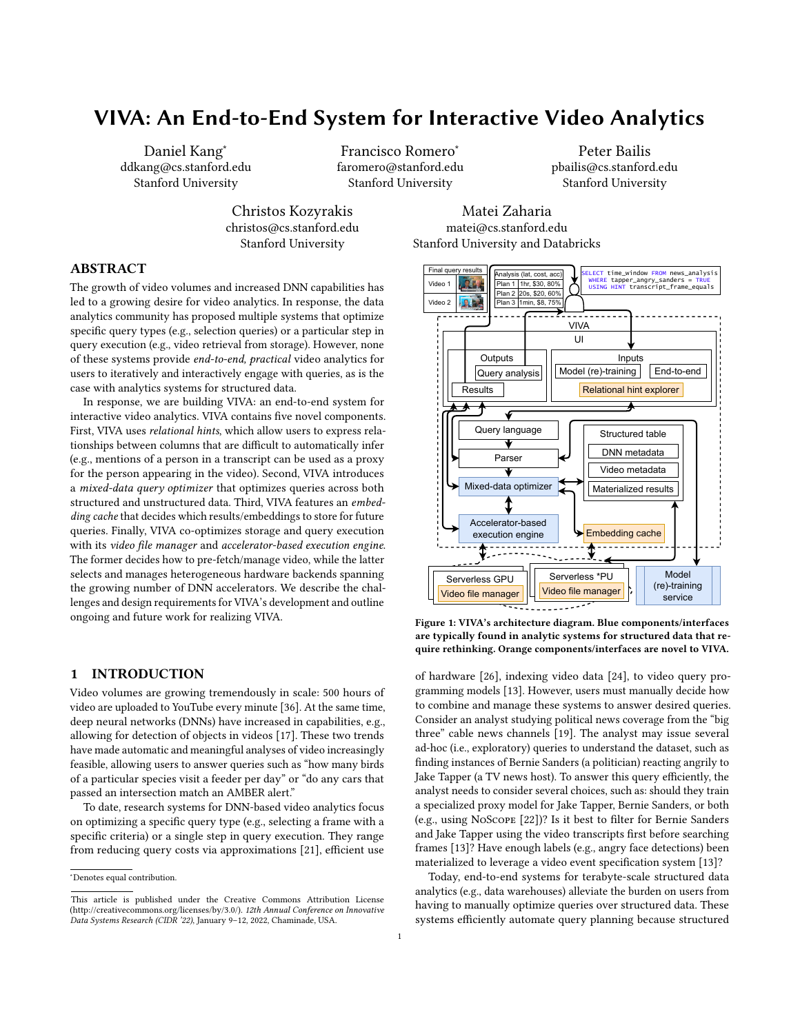# VIVA: An End-to-End System for Interactive Video Analytics

Daniel Kang*
ddkang@cs.stanford.edu
Stanford University

Francisco Romero*
faromero@stanford.edu
Stanford University

Peter Bailis
pbailis@cs.stanford.edu
Stanford University

Christos Kozyrakis
christos@cs.stanford.edu
Stanford University

Matei Zaharia
matei@cs.stanford.edu
Stanford University and Databricks

## ABSTRACT

The growth of video volumes and increased DNN capabilities has led to a growing desire for video analytics. In response, the data analytics community has proposed multiple systems that optimize specific query types (e.g., selection queries) or a particular step in query execution (e.g., video retrieval from storage). However, none of these systems provide *end-to-end, practical* video analytics for users to iteratively and interactively engage with queries, as is the case with analytics systems for structured data.

In response, we are building VIVA: an end-to-end system for interactive video analytics. VIVA contains five novel components. First, VIVA uses *relational hints*, which allow users to express relationships between columns that are difficult to automatically infer (e.g., mentions of a person in a transcript can be used as a proxy for the person appearing in the video). Second, VIVA introduces a *mixed-data query optimizer* that optimizes queries across both structured and unstructured data. Third, VIVA features an *embedding cache* that decides which results/embeddings to store for future queries. Finally, VIVA co-optimizes storage and query execution with its *video file manager* and *accelerator-based execution engine*. The former decides how to pre-fetch/manage video, while the latter selects and manages heterogeneous hardware backends spanning the growing number of DNN accelerators. We describe the challenges and design requirements for VIVA's development and outline ongoing and future work for realizing VIVA.

**Figure 1: VIVA's architecture diagram. Blue components/interfaces are typically found in analytic systems for structured data that require rethinking. Orange components/interfaces are novel to VIVA.**

## 1 INTRODUCTION

Video volumes are growing tremendously in scale: 500 hours of video are uploaded to YouTube every minute [36]. At the same time, deep neural networks (DNNs) have increased in capabilities, e.g., allowing for detection of objects in videos [17]. These two trends have made automatic and meaningful analyses of video increasingly feasible, allowing users to answer queries such as "how many birds of a particular species visit a feeder per day" or "do any cars that passed an intersection match an AMBER alert."

To date, research systems for DNN-based video analytics focus on optimizing a specific query type (e.g., selecting a frame with a specific criteria) or a single step in query execution. They range from reducing query costs via approximations [21], efficient use of hardware [26], indexing video data [24], to video query programming models [13]. However, users must manually decide how to combine and manage these systems to answer desired queries. Consider an analyst studying political news coverage from the "big three" cable news channels [19]. The analyst may issue several ad-hoc (i.e., exploratory) queries to understand the dataset, such as finding instances of Bernie Sanders (a politician) reacting angrily to Jake Tapper (a TV news host). To answer this query efficiently, the analyst needs to consider several choices, such as: should they train a specialized proxy model for Jake Tapper, Bernie Sanders, or both (e.g., using NoScope [22])? Is it best to filter for Bernie Sanders and Jake Tapper using the video transcripts first before searching frames [13]? Have enough labels (e.g., angry face detections) been materialized to leverage a video event specification system [13]?

Today, end-to-end systems for terabyte-scale structured data analytics (e.g., data warehouses) alleviate the burden on users from having to manually optimize queries over structured data. These systems efficiently automate query planning because structured

*Denotes equal contribution.

This article is published under the Creative Commons Attribution License (http://creativecommons.org/licenses/by/3.0/). *12th Annual Conference on Innovative Data Systems Research (CIDR '22)*, January 9–12, 2022, Chaminade, USA.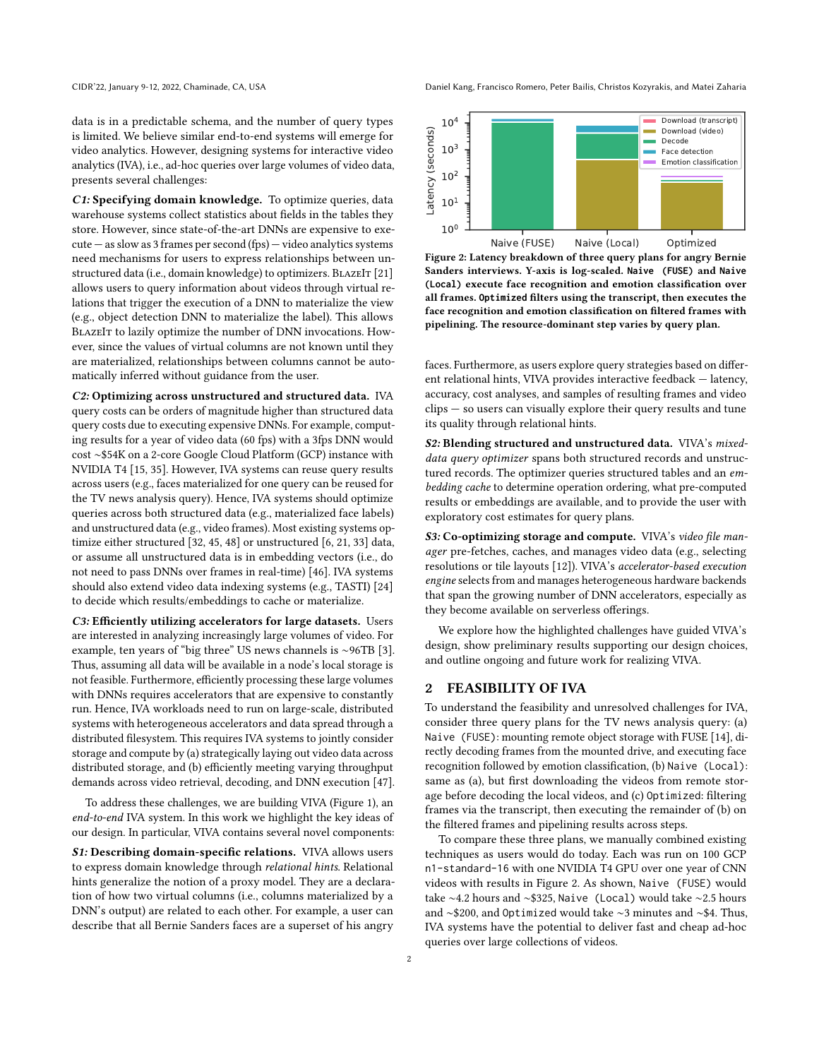data is in a predictable schema, and the number of query types is limited. We believe similar end-to-end systems will emerge for video analytics. However, designing systems for interactive video analytics (IVA), i.e., ad-hoc queries over large volumes of video data, presents several challenges:

***C1:* Specifying domain knowledge.** To optimize queries, data warehouse systems collect statistics about fields in the tables they store. However, since state-of-the-art DNNs are expensive to execute — as slow as 3 frames per second (fps) — video analytics systems need mechanisms for users to express relationships between unstructured data (i.e., domain knowledge) to optimizers. BlazeIt [21] allows users to query information about videos through virtual relations that trigger the execution of a DNN to materialize the view (e.g., object detection DNN to materialize the label). This allows BlazeIt to lazily optimize the number of DNN invocations. However, since the values of virtual columns are not known until they are materialized, relationships between columns cannot be automatically inferred without guidance from the user.

***C2:* Optimizing across unstructured and structured data.** IVA query costs can be orders of magnitude higher than structured data query costs due to executing expensive DNNs. For example, computing results for a year of video data (60 fps) with a 3fps DNN would cost ~\$54K on a 2-core Google Cloud Platform (GCP) instance with NVIDIA T4 [15, 35]. However, IVA systems can reuse query results across users (e.g., faces materialized for one query can be reused for the TV news analysis query). Hence, IVA systems should optimize queries across both structured data (e.g., materialized face labels) and unstructured data (e.g., video frames). Most existing systems optimize either structured [32, 45, 48] or unstructured [6, 21, 33] data, or assume all unstructured data is in embedding vectors (i.e., do not need to pass DNNs over frames in real-time) [46]. IVA systems should also extend video data indexing systems (e.g., TASTI) [24] to decide which results/embeddings to cache or materialize.

***C3:* Efficiently utilizing accelerators for large datasets.** Users are interested in analyzing increasingly large volumes of video. For example, ten years of "big three" US news channels is ~96TB [3]. Thus, assuming all data will be available in a node's local storage is not feasible. Furthermore, efficiently processing these large volumes with DNNs requires accelerators that are expensive to constantly run. Hence, IVA workloads need to run on large-scale, distributed systems with heterogeneous accelerators and data spread through a distributed filesystem. This requires IVA systems to jointly consider storage and compute by (a) strategically laying out video data across distributed storage, and (b) efficiently meeting varying throughput demands across video retrieval, decoding, and DNN execution [47].

To address these challenges, we are building VIVA (Figure 1), an *end-to-end* IVA system. In this work we highlight the key ideas of our design. In particular, VIVA contains several novel components:

***S1:* Describing domain-specific relations.** VIVA allows users to express domain knowledge through *relational hints*. Relational hints generalize the notion of a proxy model. They are a declaration of how two virtual columns (i.e., columns materialized by a DNN's output) are related to each other. For example, a user can describe that all Bernie Sanders faces are a superset of his angry faces. Furthermore, as users explore query strategies based on different relational hints, VIVA provides interactive feedback — latency, accuracy, cost analyses, and samples of resulting frames and video clips — so users can visually explore their query results and tune its quality through relational hints.

***S2:* Blending structured and unstructured data.** VIVA's *mixed-data query optimizer* spans both structured records and unstructured records. The optimizer queries structured tables and an *embedding cache* to determine operation ordering, what pre-computed results or embeddings are available, and to provide the user with exploratory cost estimates for query plans.

***S3:* Co-optimizing storage and compute.** VIVA's *video file manager* pre-fetches, caches, and manages video data (e.g., selecting resolutions or tile layouts [12]). VIVA's *accelerator-based execution engine* selects from and manages heterogeneous hardware backends that span the growing number of DNN accelerators, especially as they become available on serverless offerings.

We explore how the highlighted challenges have guided VIVA's design, show preliminary results supporting our design choices, and outline ongoing and future work for realizing VIVA.

**Figure 2: Latency breakdown of three query plans for angry Bernie Sanders interviews. Y-axis is log-scaled. `Naive (FUSE)` and `Naive (Local)` execute face recognition and emotion classification over all frames. `Optimized` filters using the transcript, then executes the face recognition and emotion classification on filtered frames with pipelining. The resource-dominant step varies by query plan.**

## 2 FEASIBILITY OF IVA

To understand the feasibility and unresolved challenges for IVA, consider three query plans for the TV news analysis query: (a) `Naive (FUSE)`: mounting remote object storage with FUSE [14], directly decoding frames from the mounted drive, and executing face recognition followed by emotion classification, (b) `Naive (Local)`: same as (a), but first downloading the videos from remote storage before decoding the local videos, and (c) `Optimized`: filtering frames via the transcript, then executing the remainder of (b) on the filtered frames and pipelining results across steps.

To compare these three plans, we manually combined existing techniques as users would do today. Each was run on 100 GCP `n1-standard-16` with one NVIDIA T4 GPU over one year of CNN videos with results in Figure 2. As shown, `Naive (FUSE)` would take ~4.2 hours and ~\$325, `Naive (Local)` would take ~2.5 hours and ~\$200, and `Optimized` would take ~3 minutes and ~\$4. Thus, IVA systems have the potential to deliver fast and cheap ad-hoc queries over large collections of videos.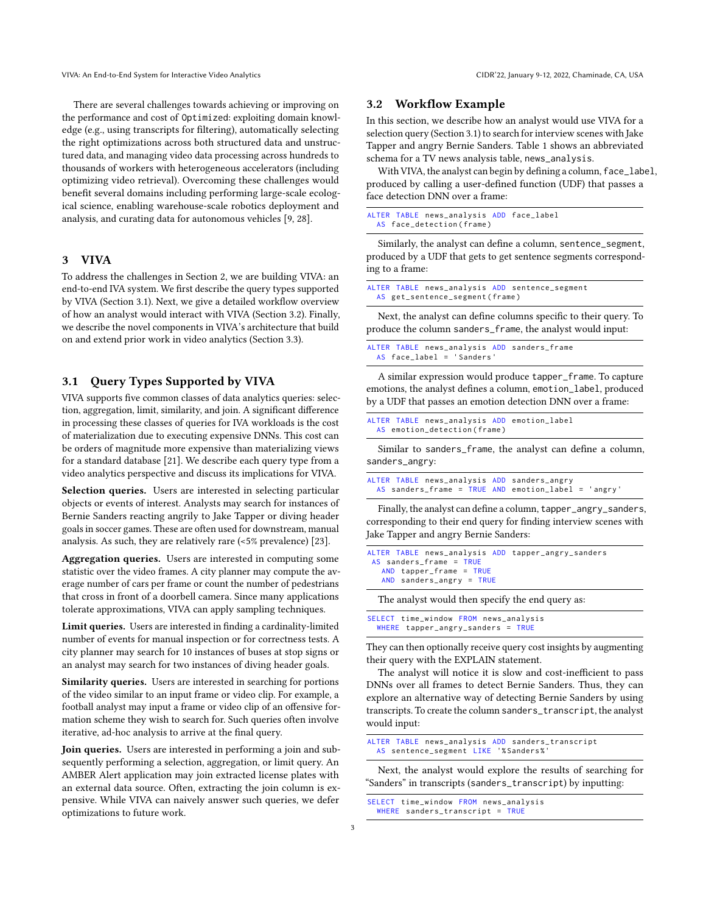There are several challenges towards achieving or improving on the performance and cost of Optimized: exploiting domain knowledge (e.g., using transcripts for filtering), automatically selecting the right optimizations across both structured data and unstructured data, and managing video data processing across hundreds to thousands of workers with heterogeneous accelerators (including optimizing video retrieval). Overcoming these challenges would benefit several domains including performing large-scale ecological science, enabling warehouse-scale robotics deployment and analysis, and curating data for autonomous vehicles [9, 28].

## 3 VIVA

To address the challenges in Section 2, we are building VIVA: an end-to-end IVA system. We first describe the query types supported by VIVA (Section 3.1). Next, we give a detailed workflow overview of how an analyst would interact with VIVA (Section 3.2). Finally, we describe the novel components in VIVA's architecture that build on and extend prior work in video analytics (Section 3.3).

### 3.1 Query Types Supported by VIVA

VIVA supports five common classes of data analytics queries: selection, aggregation, limit, similarity, and join. A significant difference in processing these classes of queries for IVA workloads is the cost of materialization due to executing expensive DNNs. This cost can be orders of magnitude more expensive than materializing views for a standard database [21]. We describe each query type from a video analytics perspective and discuss its implications for VIVA.

**Selection queries.** Users are interested in selecting particular objects or events of interest. Analysts may search for instances of Bernie Sanders reacting angrily to Jake Tapper or diving header goals in soccer games. These are often used for downstream, manual analysis. As such, they are relatively rare (<5% prevalence) [23].

**Aggregation queries.** Users are interested in computing some statistic over the video frames. A city planner may compute the average number of cars per frame or count the number of pedestrians that cross in front of a doorbell camera. Since many applications tolerate approximations, VIVA can apply sampling techniques.

**Limit queries.** Users are interested in finding a cardinality-limited number of events for manual inspection or for correctness tests. A city planner may search for 10 instances of buses at stop signs or an analyst may search for two instances of diving header goals.

**Similarity queries.** Users are interested in searching for portions of the video similar to an input frame or video clip. For example, a football analyst may input a frame or video clip of an offensive formation scheme they wish to search for. Such queries often involve iterative, ad-hoc analysis to arrive at the final query.

**Join queries.** Users are interested in performing a join and subsequently performing a selection, aggregation, or limit query. An AMBER Alert application may join extracted license plates with an external data source. Often, extracting the join column is expensive. While VIVA can naively answer such queries, we defer optimizations to future work.

### 3.2 Workflow Example

In this section, we describe how an analyst would use VIVA for a selection query (Section 3.1) to search for interview scenes with Jake Tapper and angry Bernie Sanders. Table 1 shows an abbreviated schema for a TV news analysis table, news_analysis.

With VIVA, the analyst can begin by defining a column, face_label, produced by calling a user-defined function (UDF) that passes a face detection DNN over a frame:

```
ALTER TABLE news_analysis ADD face_label
  AS face_detection(frame)
```

Similarly, the analyst can define a column, sentence_segment, produced by a UDF that gets to get sentence segments corresponding to a frame:

```
ALTER TABLE news_analysis ADD sentence_segment
  AS get_sentence_segment(frame)
```

Next, the analyst can define columns specific to their query. To produce the column sanders_frame, the analyst would input:

```
ALTER TABLE news_analysis ADD sanders_frame
  AS face_label = 'Sanders'
```

A similar expression would produce tapper_frame. To capture emotions, the analyst defines a column, emotion_label, produced by a UDF that passes an emotion detection DNN over a frame:

```
ALTER TABLE news_analysis ADD emotion_label
  AS emotion_detection(frame)
```

Similar to sanders_frame, the analyst can define a column, sanders_angry:

```
ALTER TABLE news_analysis ADD sanders_angry
  AS sanders_frame = TRUE AND emotion_label = 'angry'
```

Finally, the analyst can define a column, tapper_angry_sanders, corresponding to their end query for finding interview scenes with Jake Tapper and angry Bernie Sanders:

```
ALTER TABLE news_analysis ADD tapper_angry_sanders
 AS sanders_frame = TRUE
   AND tapper_frame = TRUE
   AND sanders_angry = TRUE
```

The analyst would then specify the end query as:

```
SELECT time_window FROM news_analysis
  WHERE tapper_angry_sanders = TRUE
```

They can then optionally receive query cost insights by augmenting their query with the EXPLAIN statement.

The analyst will notice it is slow and cost-inefficient to pass DNNs over all frames to detect Bernie Sanders. Thus, they can explore an alternative way of detecting Bernie Sanders by using transcripts. To create the column sanders_transcript, the analyst would input:

```
ALTER TABLE news_analysis ADD sanders_transcript
  AS sentence_segment LIKE '%Sanders%'
```

Next, the analyst would explore the results of searching for "Sanders" in transcripts (sanders_transcript) by inputting:

```
SELECT time_window FROM news_analysis
  WHERE sanders_transcript = TRUE
```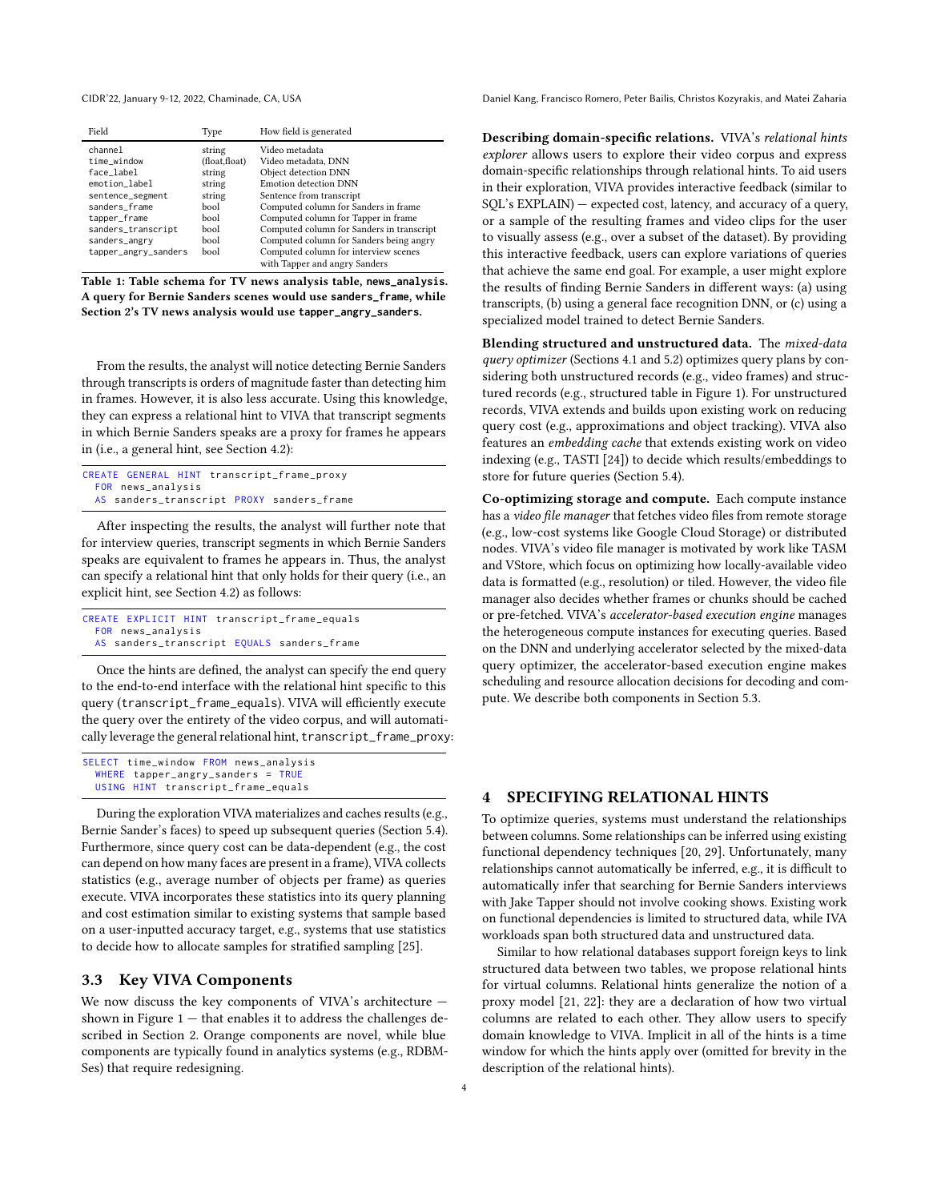| Field | Type | How field is generated |
|---|---|---|
| channel | string | Video metadata |
| time_window | (float,float) | Video metadata, DNN |
| face_label | string | Object detection DNN |
| emotion_label | string | Emotion detection DNN |
| sentence_segment | string | Sentence from transcript |
| sanders_frame | bool | Computed column for Sanders in frame |
| tapper_frame | bool | Computed column for Tapper in frame |
| sanders_transcript | bool | Computed column for Sanders in transcript |
| sanders_angry | bool | Computed column for Sanders being angry |
| tapper_angry_sanders | bool | Computed column for interview scenes with Tapper and angry Sanders |

**Table 1: Table schema for TV news analysis table, news_analysis. A query for Bernie Sanders scenes would use sanders_frame, while Section 2's TV news analysis would use tapper_angry_sanders.**

From the results, the analyst will notice detecting Bernie Sanders through transcripts is orders of magnitude faster than detecting him in frames. However, it is also less accurate. Using this knowledge, they can express a relational hint to VIVA that transcript segments in which Bernie Sanders speaks are a proxy for frames he appears in (i.e., a general hint, see Section 4.2):

```
CREATE GENERAL HINT transcript_frame_proxy
  FOR news_analysis
  AS sanders_transcript PROXY sanders_frame
```

After inspecting the results, the analyst will further note that for interview queries, transcript segments in which Bernie Sanders speaks are equivalent to frames he appears in. Thus, the analyst can specify a relational hint that only holds for their query (i.e., an explicit hint, see Section 4.2) as follows:

```
CREATE EXPLICIT HINT transcript_frame_equals
  FOR news_analysis
  AS sanders_transcript EQUALS sanders_frame
```

Once the hints are defined, the analyst can specify the end query to the end-to-end interface with the relational hint specific to this query (transcript_frame_equals). VIVA will efficiently execute the query over the entirety of the video corpus, and will automatically leverage the general relational hint, transcript_frame_proxy:

```
SELECT time_window FROM news_analysis
  WHERE tapper_angry_sanders = TRUE
  USING HINT transcript_frame_equals
```

During the exploration VIVA materializes and caches results (e.g., Bernie Sander's faces) to speed up subsequent queries (Section 5.4). Furthermore, since query cost can be data-dependent (e.g., the cost can depend on how many faces are present in a frame), VIVA collects statistics (e.g., average number of objects per frame) as queries execute. VIVA incorporates these statistics into its query planning and cost estimation similar to existing systems that sample based on a user-inputted accuracy target, e.g., systems that use statistics to decide how to allocate samples for stratified sampling [25].

## 3.3 Key VIVA Components

We now discuss the key components of VIVA's architecture — shown in Figure 1 — that enables it to address the challenges described in Section 2. Orange components are novel, while blue components are typically found in analytics systems (e.g., RDBMSes) that require redesigning.

**Describing domain-specific relations.** VIVA's *relational hints explorer* allows users to explore their video corpus and express domain-specific relationships through relational hints. To aid users in their exploration, VIVA provides interactive feedback (similar to SQL's EXPLAIN) — expected cost, latency, and accuracy of a query, or a sample of the resulting frames and video clips for the user to visually assess (e.g., over a subset of the dataset). By providing this interactive feedback, users can explore variations of queries that achieve the same end goal. For example, a user might explore the results of finding Bernie Sanders in different ways: (a) using transcripts, (b) using a general face recognition DNN, or (c) using a specialized model trained to detect Bernie Sanders.

**Blending structured and unstructured data.** The *mixed-data query optimizer* (Sections 4.1 and 5.2) optimizes query plans by considering both unstructured records (e.g., video frames) and structured records (e.g., structured table in Figure 1). For unstructured records, VIVA extends and builds upon existing work on reducing query cost (e.g., approximations and object tracking). VIVA also features an *embedding cache* that extends existing work on video indexing (e.g., TASTI [24]) to decide which results/embeddings to store for future queries (Section 5.4).

**Co-optimizing storage and compute.** Each compute instance has a *video file manager* that fetches video files from remote storage (e.g., low-cost systems like Google Cloud Storage) or distributed nodes. VIVA's video file manager is motivated by work like TASM and VStore, which focus on optimizing how locally-available video data is formatted (e.g., resolution) or tiled. However, the video file manager also decides whether frames or chunks should be cached or pre-fetched. VIVA's *accelerator-based execution engine* manages the heterogeneous compute instances for executing queries. Based on the DNN and underlying accelerator selected by the mixed-data query optimizer, the accelerator-based execution engine makes scheduling and resource allocation decisions for decoding and compute. We describe both components in Section 5.3.

# 4 SPECIFYING RELATIONAL HINTS

To optimize queries, systems must understand the relationships between columns. Some relationships can be inferred using existing functional dependency techniques [20, 29]. Unfortunately, many relationships cannot automatically be inferred, e.g., it is difficult to automatically infer that searching for Bernie Sanders interviews with Jake Tapper should not involve cooking shows. Existing work on functional dependencies is limited to structured data, while IVA workloads span both structured data and unstructured data.

Similar to how relational databases support foreign keys to link structured data between two tables, we propose relational hints for virtual columns. Relational hints generalize the notion of a proxy model [21, 22]: they are a declaration of how two virtual columns are related to each other. They allow users to specify domain knowledge to VIVA. Implicit in all of the hints is a time window for which the hints apply over (omitted for brevity in the description of the relational hints).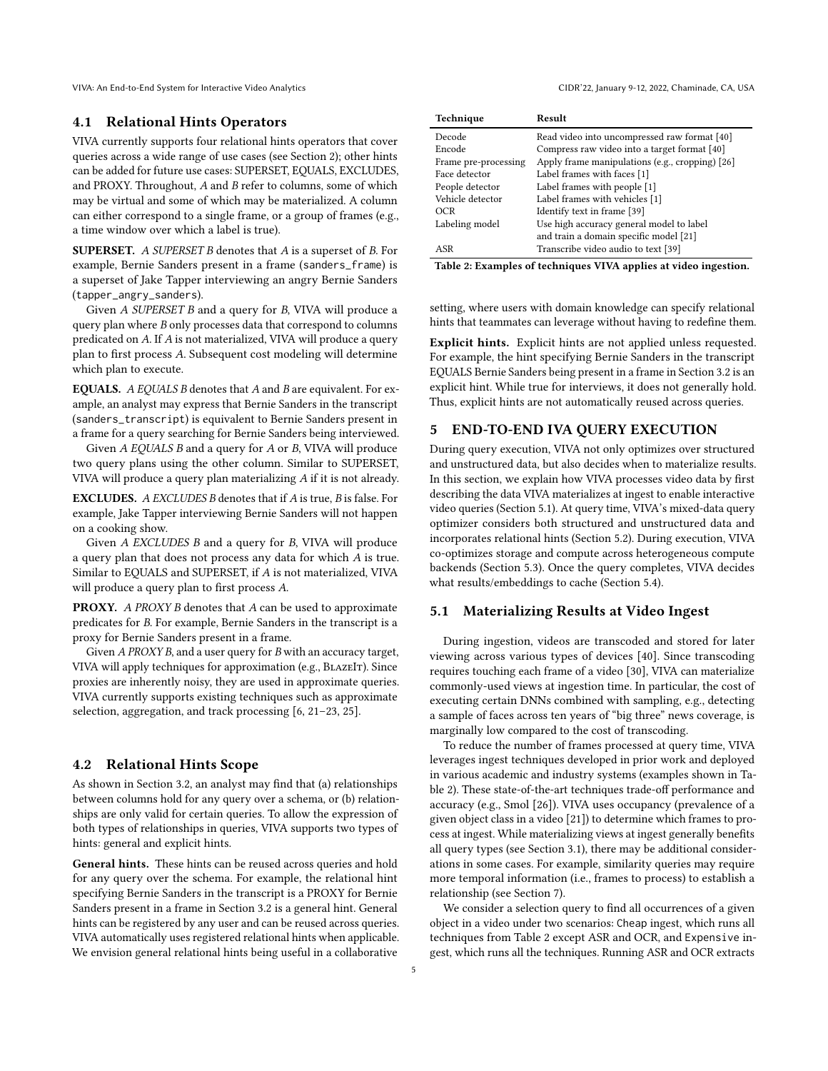### 4.1 Relational Hints Operators

VIVA currently supports four relational hints operators that cover queries across a wide range of use cases (see Section 2); other hints can be added for future use cases: SUPERSET, EQUALS, EXCLUDES, and PROXY. Throughout, *A* and *B* refer to columns, some of which may be virtual and some of which may be materialized. A column can either correspond to a single frame, or a group of frames (e.g., a time window over which a label is true).

**SUPERSET.** *A SUPERSET B* denotes that *A* is a superset of *B*. For example, Bernie Sanders present in a frame (`sanders_frame`) is a superset of Jake Tapper interviewing an angry Bernie Sanders (`tapper_angry_sanders`).

Given *A SUPERSET B* and a query for *B*, VIVA will produce a query plan where *B* only processes data that correspond to columns predicated on *A*. If *A* is not materialized, VIVA will produce a query plan to first process *A*. Subsequent cost modeling will determine which plan to execute.

**EQUALS.** *A EQUALS B* denotes that *A* and *B* are equivalent. For example, an analyst may express that Bernie Sanders in the transcript (`sanders_transcript`) is equivalent to Bernie Sanders present in a frame for a query searching for Bernie Sanders being interviewed.

Given *A EQUALS B* and a query for *A* or *B*, VIVA will produce two query plans using the other column. Similar to SUPERSET, VIVA will produce a query plan materializing *A* if it is not already.

**EXCLUDES.** *A EXCLUDES B* denotes that if *A* is true, *B* is false. For example, Jake Tapper interviewing Bernie Sanders will not happen on a cooking show.

Given *A EXCLUDES B* and a query for *B*, VIVA will produce a query plan that does not process any data for which *A* is true. Similar to EQUALS and SUPERSET, if *A* is not materialized, VIVA will produce a query plan to first process *A*.

**PROXY.** *A PROXY B* denotes that *A* can be used to approximate predicates for *B*. For example, Bernie Sanders in the transcript is a proxy for Bernie Sanders present in a frame.

Given *A PROXY B*, and a user query for *B* with an accuracy target, VIVA will apply techniques for approximation (e.g., BlazeIt). Since proxies are inherently noisy, they are used in approximate queries. VIVA currently supports existing techniques such as approximate selection, aggregation, and track processing [6, 21–23, 25].

### 4.2 Relational Hints Scope

As shown in Section 3.2, an analyst may find that (a) relationships between columns hold for any query over a schema, or (b) relationships are only valid for certain queries. To allow the expression of both types of relationships in queries, VIVA supports two types of hints: general and explicit hints.

**General hints.** These hints can be reused across queries and hold for any query over the schema. For example, the relational hint specifying Bernie Sanders in the transcript is a PROXY for Bernie Sanders present in a frame in Section 3.2 is a general hint. General hints can be registered by any user and can be reused across queries. VIVA automatically uses registered relational hints when applicable. We envision general relational hints being useful in a collaborative setting, where users with domain knowledge can specify relational hints that teammates can leverage without having to redefine them.

**Explicit hints.** Explicit hints are not applied unless requested. For example, the hint specifying Bernie Sanders in the transcript EQUALS Bernie Sanders being present in a frame in Section 3.2 is an explicit hint. While true for interviews, it does not generally hold. Thus, explicit hints are not automatically reused across queries.

| Technique | Result |
|---|---|
| Decode | Read video into uncompressed raw format [40] |
| Encode | Compress raw video into a target format [40] |
| Frame pre-processing | Apply frame manipulations (e.g., cropping) [26] |
| Face detector | Label frames with faces [1] |
| People detector | Label frames with people [1] |
| Vehicle detector | Label frames with vehicles [1] |
| OCR | Identify text in frame [39] |
| Labeling model | Use high accuracy general model to label and train a domain specific model [21] |
| ASR | Transcribe video audio to text [39] |

**Table 2: Examples of techniques VIVA applies at video ingestion.**

## 5 END-TO-END IVA QUERY EXECUTION

During query execution, VIVA not only optimizes over structured and unstructured data, but also decides when to materialize results. In this section, we explain how VIVA processes video data by first describing the data VIVA materializes at ingest to enable interactive video queries (Section 5.1). At query time, VIVA's mixed-data query optimizer considers both structured and unstructured data and incorporates relational hints (Section 5.2). During execution, VIVA co-optimizes storage and compute across heterogeneous compute backends (Section 5.3). Once the query completes, VIVA decides what results/embeddings to cache (Section 5.4).

### 5.1 Materializing Results at Video Ingest

During ingestion, videos are transcoded and stored for later viewing across various types of devices [40]. Since transcoding requires touching each frame of a video [30], VIVA can materialize commonly-used views at ingestion time. In particular, the cost of executing certain DNNs combined with sampling, e.g., detecting a sample of faces across ten years of "big three" news coverage, is marginally low compared to the cost of transcoding.

To reduce the number of frames processed at query time, VIVA leverages ingest techniques developed in prior work and deployed in various academic and industry systems (examples shown in Table 2). These state-of-the-art techniques trade-off performance and accuracy (e.g., Smol [26]). VIVA uses occupancy (prevalence of a given object class in a video [21]) to determine which frames to process at ingest. While materializing views at ingest generally benefits all query types (see Section 3.1), there may be additional considerations in some cases. For example, similarity queries may require more temporal information (i.e., frames to process) to establish a relationship (see Section 7).

We consider a selection query to find all occurrences of a given object in a video under two scenarios: `Cheap` ingest, which runs all techniques from Table 2 except ASR and OCR, and `Expensive` ingest, which runs all the techniques. Running ASR and OCR extracts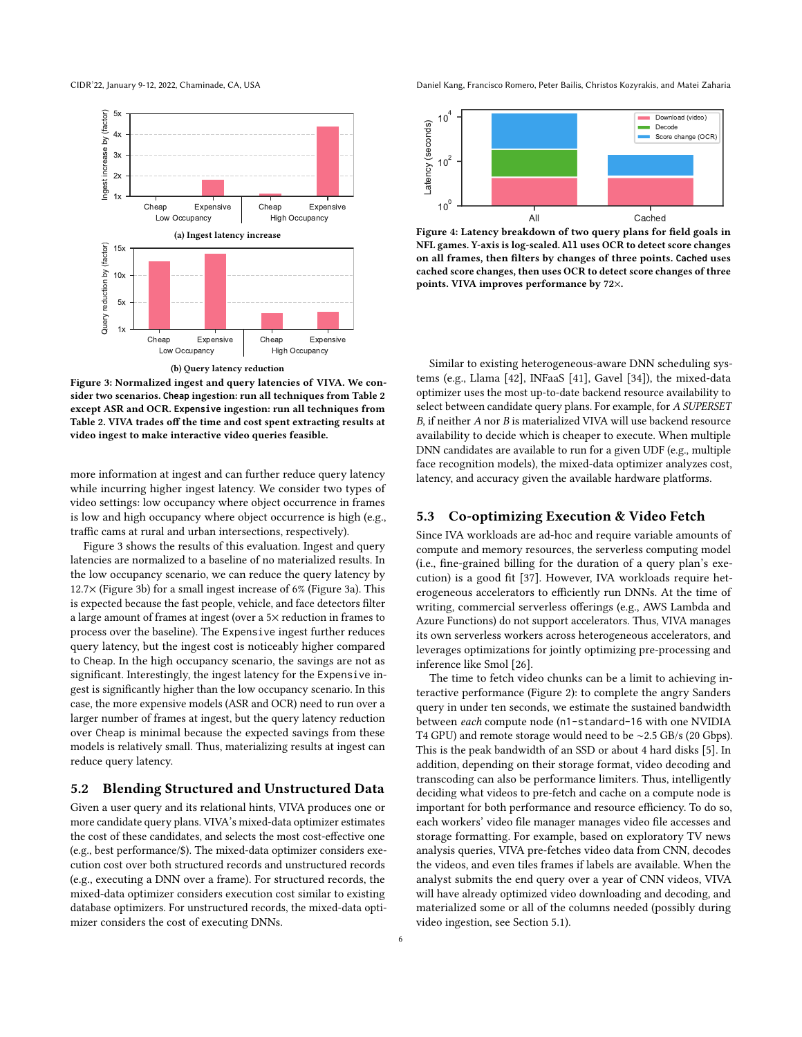Figure 3: Normalized ingest and query latencies of VIVA. We consider two scenarios. `Cheap` ingestion: run all techniques from Table 2 except ASR and OCR. `Expensive` ingestion: run all techniques from Table 2. VIVA trades off the time and cost spent extracting results at video ingest to make interactive video queries feasible.

(a) Ingest latency increase

(b) Query latency reduction

more information at ingest and can further reduce query latency while incurring higher ingest latency. We consider two types of video settings: low occupancy where object occurrence in frames is low and high occupancy where object occurrence is high (e.g., traffic cams at rural and urban intersections, respectively).

Figure 3 shows the results of this evaluation. Ingest and query latencies are normalized to a baseline of no materialized results. In the low occupancy scenario, we can reduce the query latency by 12.7× (Figure 3b) for a small ingest increase of 6% (Figure 3a). This is expected because the fast people, vehicle, and face detectors filter a large amount of frames at ingest (over a 5× reduction in frames to process over the baseline). The `Expensive` ingest further reduces query latency, but the ingest cost is noticeably higher compared to `Cheap`. In the high occupancy scenario, the savings are not as significant. Interestingly, the ingest latency for the `Expensive` ingest is significantly higher than the low occupancy scenario. In this case, the more expensive models (ASR and OCR) need to run over a larger number of frames at ingest, but the query latency reduction over `Cheap` is minimal because the expected savings from these models is relatively small. Thus, materializing results at ingest can reduce query latency.

## 5.2 Blending Structured and Unstructured Data

Given a user query and its relational hints, VIVA produces one or more candidate query plans. VIVA's mixed-data optimizer estimates the cost of these candidates, and selects the most cost-effective one (e.g., best performance/$). The mixed-data optimizer considers execution cost over both structured records and unstructured records (e.g., executing a DNN over a frame). For structured records, the mixed-data optimizer considers execution cost similar to existing database optimizers. For unstructured records, the mixed-data optimizer considers the cost of executing DNNs.

Figure 4: Latency breakdown of two query plans for field goals in NFL games. Y-axis is log-scaled. `All` uses OCR to detect score changes on all frames, then filters by changes of three points. `Cached` uses cached score changes, then uses OCR to detect score changes of three points. VIVA improves performance by 72×.

Similar to existing heterogeneous-aware DNN scheduling systems (e.g., Llama [42], INFaaS [41], Gavel [34]), the mixed-data optimizer uses the most up-to-date backend resource availability to select between candidate query plans. For example, for *A SUPERSET B*, if neither *A* nor *B* is materialized VIVA will use backend resource availability to decide which is cheaper to execute. When multiple DNN candidates are available to run for a given UDF (e.g., multiple face recognition models), the mixed-data optimizer analyzes cost, latency, and accuracy given the available hardware platforms.

## 5.3 Co-optimizing Execution & Video Fetch

Since IVA workloads are ad-hoc and require variable amounts of compute and memory resources, the serverless computing model (i.e., fine-grained billing for the duration of a query plan's execution) is a good fit [37]. However, IVA workloads require heterogeneous accelerators to efficiently run DNNs. At the time of writing, commercial serverless offerings (e.g., AWS Lambda and Azure Functions) do not support accelerators. Thus, VIVA manages its own serverless workers across heterogeneous accelerators, and leverages optimizations for jointly optimizing pre-processing and inference like Smol [26].

The time to fetch video chunks can be a limit to achieving interactive performance (Figure 2): to complete the angry Sanders query in under ten seconds, we estimate the sustained bandwidth between *each* compute node (`n1-standard-16` with one NVIDIA T4 GPU) and remote storage would need to be ~2.5 GB/s (20 Gbps). This is the peak bandwidth of an SSD or about 4 hard disks [5]. In addition, depending on their storage format, video decoding and transcoding can also be performance limiters. Thus, intelligently deciding what videos to pre-fetch and cache on a compute node is important for both performance and resource efficiency. To do so, each workers' video file manager manages video file accesses and storage formatting. For example, based on exploratory TV news analysis queries, VIVA pre-fetches video data from CNN, decodes the videos, and even tiles frames if labels are available. When the analyst submits the end query over a year of CNN videos, VIVA will have already optimized video downloading and decoding, and materialized some or all of the columns needed (possibly during video ingestion, see Section 5.1).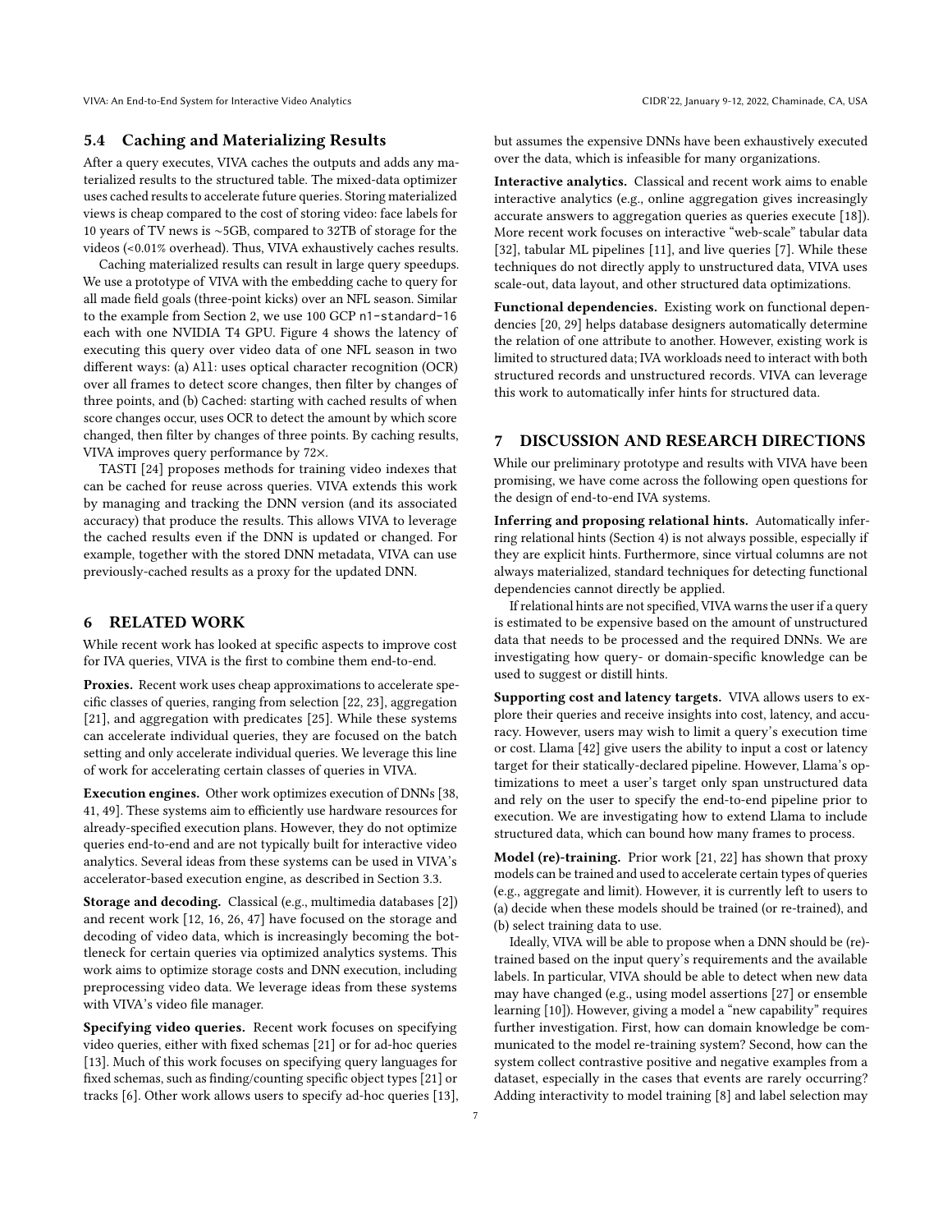### 5.4 Caching and Materializing Results

After a query executes, VIVA caches the outputs and adds any materialized results to the structured table. The mixed-data optimizer uses cached results to accelerate future queries. Storing materialized views is cheap compared to the cost of storing video: face labels for 10 years of TV news is ∼5GB, compared to 32TB of storage for the videos (<0.01% overhead). Thus, VIVA exhaustively caches results.

Caching materialized results can result in large query speedups. We use a prototype of VIVA with the embedding cache to query for all made field goals (three-point kicks) over an NFL season. Similar to the example from Section 2, we use 100 GCP `n1-standard-16` each with one NVIDIA T4 GPU. Figure 4 shows the latency of executing this query over video data of one NFL season in two different ways: (a) `All`: uses optical character recognition (OCR) over all frames to detect score changes, then filter by changes of three points, and (b) `Cached`: starting with cached results of when score changes occur, uses OCR to detect the amount by which score changed, then filter by changes of three points. By caching results, VIVA improves query performance by 72×.

TASTI [24] proposes methods for training video indexes that can be cached for reuse across queries. VIVA extends this work by managing and tracking the DNN version (and its associated accuracy) that produce the results. This allows VIVA to leverage the cached results even if the DNN is updated or changed. For example, together with the stored DNN metadata, VIVA can use previously-cached results as a proxy for the updated DNN.

## 6 RELATED WORK

While recent work has looked at specific aspects to improve cost for IVA queries, VIVA is the first to combine them end-to-end.

**Proxies.** Recent work uses cheap approximations to accelerate specific classes of queries, ranging from selection [22, 23], aggregation [21], and aggregation with predicates [25]. While these systems can accelerate individual queries, they are focused on the batch setting and only accelerate individual queries. We leverage this line of work for accelerating certain classes of queries in VIVA.

**Execution engines.** Other work optimizes execution of DNNs [38, 41, 49]. These systems aim to efficiently use hardware resources for already-specified execution plans. However, they do not optimize queries end-to-end and are not typically built for interactive video analytics. Several ideas from these systems can be used in VIVA's accelerator-based execution engine, as described in Section 3.3.

**Storage and decoding.** Classical (e.g., multimedia databases [2]) and recent work [12, 16, 26, 47] have focused on the storage and decoding of video data, which is increasingly becoming the bottleneck for certain queries via optimized analytics systems. This work aims to optimize storage costs and DNN execution, including preprocessing video data. We leverage ideas from these systems with VIVA's video file manager.

**Specifying video queries.** Recent work focuses on specifying video queries, either with fixed schemas [21] or for ad-hoc queries [13]. Much of this work focuses on specifying query languages for fixed schemas, such as finding/counting specific object types [21] or tracks [6]. Other work allows users to specify ad-hoc queries [13], but assumes the expensive DNNs have been exhaustively executed over the data, which is infeasible for many organizations.

**Interactive analytics.** Classical and recent work aims to enable interactive analytics (e.g., online aggregation gives increasingly accurate answers to aggregation queries as queries execute [18]). More recent work focuses on interactive "web-scale" tabular data [32], tabular ML pipelines [11], and live queries [7]. While these techniques do not directly apply to unstructured data, VIVA uses scale-out, data layout, and other structured data optimizations.

**Functional dependencies.** Existing work on functional dependencies [20, 29] helps database designers automatically determine the relation of one attribute to another. However, existing work is limited to structured data; IVA workloads need to interact with both structured records and unstructured records. VIVA can leverage this work to automatically infer hints for structured data.

## 7 DISCUSSION AND RESEARCH DIRECTIONS

While our preliminary prototype and results with VIVA have been promising, we have come across the following open questions for the design of end-to-end IVA systems.

**Inferring and proposing relational hints.** Automatically inferring relational hints (Section 4) is not always possible, especially if they are explicit hints. Furthermore, since virtual columns are not always materialized, standard techniques for detecting functional dependencies cannot directly be applied.

If relational hints are not specified, VIVA warns the user if a query is estimated to be expensive based on the amount of unstructured data that needs to be processed and the required DNNs. We are investigating how query- or domain-specific knowledge can be used to suggest or distill hints.

**Supporting cost and latency targets.** VIVA allows users to explore their queries and receive insights into cost, latency, and accuracy. However, users may wish to limit a query's execution time or cost. Llama [42] give users the ability to input a cost or latency target for their statically-declared pipeline. However, Llama's optimizations to meet a user's target only span unstructured data and rely on the user to specify the end-to-end pipeline prior to execution. We are investigating how to extend Llama to include structured data, which can bound how many frames to process.

**Model (re)-training.** Prior work [21, 22] has shown that proxy models can be trained and used to accelerate certain types of queries (e.g., aggregate and limit). However, it is currently left to users to (a) decide when these models should be trained (or re-trained), and (b) select training data to use.

Ideally, VIVA will be able to propose when a DNN should be (re)-trained based on the input query's requirements and the available labels. In particular, VIVA should be able to detect when new data may have changed (e.g., using model assertions [27] or ensemble learning [10]). However, giving a model a "new capability" requires further investigation. First, how can domain knowledge be communicated to the model re-training system? Second, how can the system collect contrastive positive and negative examples from a dataset, especially in the cases that events are rarely occurring? Adding interactivity to model training [8] and label selection may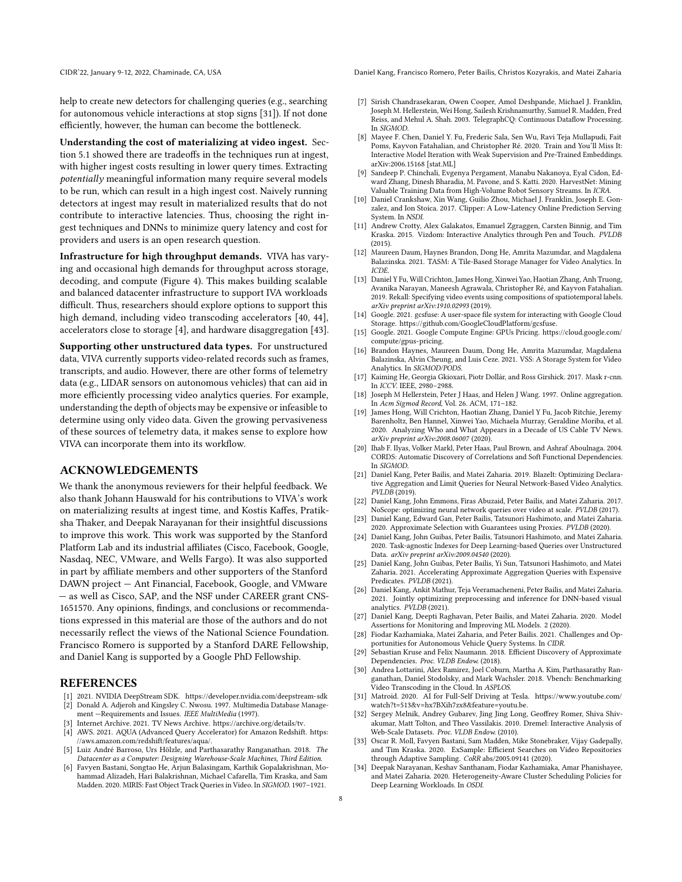help to create new detectors for challenging queries (e.g., searching for autonomous vehicle interactions at stop signs [31]). If not done efficiently, however, the human can become the bottleneck.

**Understanding the cost of materializing at video ingest.** Section 5.1 showed there are tradeoffs in the techniques run at ingest, with higher ingest costs resulting in lower query times. Extracting *potentially* meaningful information many require several models to be run, which can result in a high ingest cost. Naively running detectors at ingest may result in materialized results that do not contribute to interactive latencies. Thus, choosing the right ingest techniques and DNNs to minimize query latency and cost for providers and users is an open research question.

**Infrastructure for high throughput demands.** VIVA has varying and occasional high demands for throughput across storage, decoding, and compute (Figure 4). This makes building scalable and balanced datacenter infrastructure to support IVA workloads difficult. Thus, researchers should explore options to support this high demand, including video transcoding accelerators [40, 44], accelerators close to storage [4], and hardware disaggregation [43].

**Supporting other unstructured data types.** For unstructured data, VIVA currently supports video-related records such as frames, transcripts, and audio. However, there are other forms of telemetry data (e.g., LIDAR sensors on autonomous vehicles) that can aid in more efficiently processing video analytics queries. For example, understanding the depth of objects may be expensive or infeasible to determine using only video data. Given the growing pervasiveness of these sources of telemetry data, it makes sense to explore how VIVA can incorporate them into its workflow.

## ACKNOWLEDGEMENTS

We thank the anonymous reviewers for their helpful feedback. We also thank Johann Hauswald for his contributions to VIVA's work on materializing results at ingest time, and Kostis Kaffes, Pratiksha Thaker, and Deepak Narayanan for their insightful discussions to improve this work. This work was supported by the Stanford Platform Lab and its industrial affiliates (Cisco, Facebook, Google, Nasdaq, NEC, VMware, and Wells Fargo). It was also supported in part by affiliate members and other supporters of the Stanford DAWN project — Ant Financial, Facebook, Google, and VMware — as well as Cisco, SAP, and the NSF under CAREER grant CNS-1651570. Any opinions, findings, and conclusions or recommendations expressed in this material are those of the authors and do not necessarily reflect the views of the National Science Foundation. Francisco Romero is supported by a Stanford DARE Fellowship, and Daniel Kang is supported by a Google PhD Fellowship.

## REFERENCES

[1] 2021. NVIDIA DeepStream SDK. https://developer.nvidia.com/deepstream-sdk
[2] Donald A. Adjeroh and Kingsley C. Nwosu. 1997. Multimedia Database Management —Requirements and Issues. *IEEE MultiMedia* (1997).
[3] Internet Archive. 2021. TV News Archive. https://archive.org/details/tv.
[4] AWS. 2021. AQUA (Advanced Query Accelerator) for Amazon Redshift. https://aws.amazon.com/redshift/features/aqua/.
[5] Luiz André Barroso, Urs Hölzle, and Parthasarathy Ranganathan. 2018. *The Datacenter as a Computer: Designing Warehouse-Scale Machines, Third Edition.*
[6] Favyen Bastani, Songtao He, Arjun Balasingam, Karthik Gopalakrishnan, Mohammad Alizadeh, Hari Balakrishnan, Michael Cafarella, Tim Kraska, and Sam Madden. 2020. MIRIS: Fast Object Track Queries in Video. In *SIGMOD*. 1907–1921.
[7] Sirish Chandrasekaran, Owen Cooper, Amol Deshpande, Michael J. Franklin, Joseph M. Hellerstein, Wei Hong, Sailesh Krishnamurthy, Samuel R. Madden, Fred Reiss, and Mehul A. Shah. 2003. TelegraphCQ: Continuous Dataflow Processing. In *SIGMOD*.
[8] Mayee F. Chen, Daniel Y. Fu, Frederic Sala, Sen Wu, Ravi Teja Mullapudi, Fait Poms, Kayvon Fatahalian, and Christopher Ré. 2020. Train and You'll Miss It: Interactive Model Iteration with Weak Supervision and Pre-Trained Embeddings. arXiv:2006.15168 [stat.ML]
[9] Sandeep P. Chinchali, Evgenya Pergament, Manabu Nakanoya, Eyal Cidon, Edward Zhang, Dinesh Bharadia, M. Pavone, and S. Katti. 2020. HarvestNet: Mining Valuable Training Data from High-Volume Robot Sensory Streams. In *ICRA*.
[10] Daniel Crankshaw, Xin Wang, Guilio Zhou, Michael J. Franklin, Joseph E. Gonzalez, and Ion Stoica. 2017. Clipper: A Low-Latency Online Prediction Serving System. In *NSDI*.
[11] Andrew Crotty, Alex Galakatos, Emanuel Zgraggen, Carsten Binnig, and Tim Kraska. 2015. Vizdom: Interactive Analytics through Pen and Touch. *PVLDB* (2015).
[12] Maureen Daum, Haynes Brandon, Dong He, Amrita Mazumdar, and Magdalena Balazinska. 2021. TASM: A Tile-Based Storage Manager for Video Analytics. In *ICDE*.
[13] Daniel Y Fu, Will Crichton, James Hong, Xinwei Yao, Haotian Zhang, Anh Truong, Avanika Narayan, Maneesh Agrawala, Christopher Ré, and Kayvon Fatahalian. 2019. Rekall: Specifying video events using compositions of spatiotemporal labels. *arXiv preprint arXiv:1910.02993* (2019).
[14] Google. 2021. gcsfuse: A user-space file system for interacting with Google Cloud Storage. https://github.com/GoogleCloudPlatform/gcsfuse.
[15] Google. 2021. Google Compute Engine: GPUs Pricing. https://cloud.google.com/compute/gpus-pricing.
[16] Brandon Haynes, Maureen Daum, Dong He, Amrita Mazumdar, Magdalena Balazinska, Alvin Cheung, and Luis Ceze. 2021. VSS: A Storage System for Video Analytics. In *SIGMOD/PODS*.
[17] Kaiming He, Georgia Gkioxari, Piotr Dollár, and Ross Girshick. 2017. Mask r-cnn. In *ICCV*. IEEE, 2980–2988.
[18] Joseph M Hellerstein, Peter J Haas, and Helen J Wang. 1997. Online aggregation. In *Acm Sigmod Record*, Vol. 26. ACM, 171–182.
[19] James Hong, Will Crichton, Haotian Zhang, Daniel Y Fu, Jacob Ritchie, Jeremy Barenholtz, Ben Hannel, Xinwei Yao, Michaela Murray, Geraldine Moriba, et al. 2020. Analyzing Who and What Appears in a Decade of US Cable TV News. *arXiv preprint arXiv:2008.06007* (2020).
[20] Ihab F. Ilyas, Volker Markl, Peter Haas, Paul Brown, and Ashraf Aboulnaga. 2004. CORDS: Automatic Discovery of Correlations and Soft Functional Dependencies. In *SIGMOD*.
[21] Daniel Kang, Peter Bailis, and Matei Zaharia. 2019. BlazeIt: Optimizing Declarative Aggregation and Limit Queries for Neural Network-Based Video Analytics. *PVLDB* (2019).
[22] Daniel Kang, John Emmons, Firas Abuzaid, Peter Bailis, and Matei Zaharia. 2017. NoScope: optimizing neural network queries over video at scale. *PVLDB* (2017).
[23] Daniel Kang, Edward Gan, Peter Bailis, Tatsunori Hashimoto, and Matei Zaharia. 2020. Approximate Selection with Guarantees using Proxies. *PVLDB* (2020).
[24] Daniel Kang, John Guibas, Peter Bailis, Tatsunori Hashimoto, and Matei Zaharia. 2020. Task-agnostic Indexes for Deep Learning-based Queries over Unstructured Data. *arXiv preprint arXiv:2009.04540* (2020).
[25] Daniel Kang, John Guibas, Peter Bailis, Yi Sun, Tatsunori Hashimoto, and Matei Zaharia. 2021. Accelerating Approximate Aggregation Queries with Expensive Predicates. *PVLDB* (2021).
[26] Daniel Kang, Ankit Mathur, Teja Veeramacheneni, Peter Bailis, and Matei Zaharia. 2021. Jointly optimizing preprocessing and inference for DNN-based visual analytics. *PVLDB* (2021).
[27] Daniel Kang, Deepti Raghavan, Peter Bailis, and Matei Zaharia. 2020. Model Assertions for Monitoring and Improving ML Models. 2 (2020).
[28] Fiodar Kazhamiaka, Matei Zaharia, and Peter Bailis. 2021. Challenges and Opportunities for Autonomous Vehicle Query Systems. In *CIDR*.
[29] Sebastian Kruse and Felix Naumann. 2018. Efficient Discovery of Approximate Dependencies. *Proc. VLDB Endow.* (2018).
[30] Andrea Lottarini, Alex Ramirez, Joel Coburn, Martha A. Kim, Parthasarathy Ranganathan, Daniel Stodolsky, and Mark Wachsler. 2018. Vbench: Benchmarking Video Transcoding in the Cloud. In *ASPLOS*.
[31] Matroid. 2020. AI for Full-Self Driving at Tesla. https://www.youtube.com/watch?t=513&v=hx7BXih7zx8&feature=youtu.be.
[32] Sergey Melnik, Andrey Gubarev, Jing Jing Long, Geoffrey Romer, Shiva Shivakumar, Matt Tolton, and Theo Vassilakis. 2010. Dremel: Interactive Analysis of Web-Scale Datasets. *Proc. VLDB Endow.* (2010).
[33] Oscar R. Moll, Favyen Bastani, Sam Madden, Mike Stonebraker, Vijay Gadepally, and Tim Kraska. 2020. ExSample: Efficient Searches on Video Repositories through Adaptive Sampling. *CoRR* abs/2005.09141 (2020).
[34] Deepak Narayanan, Keshav Santhanam, Fiodar Kazhamiaka, Amar Phanishayee, and Matei Zaharia. 2020. Heterogeneity-Aware Cluster Scheduling Policies for Deep Learning Workloads. In *OSDI*.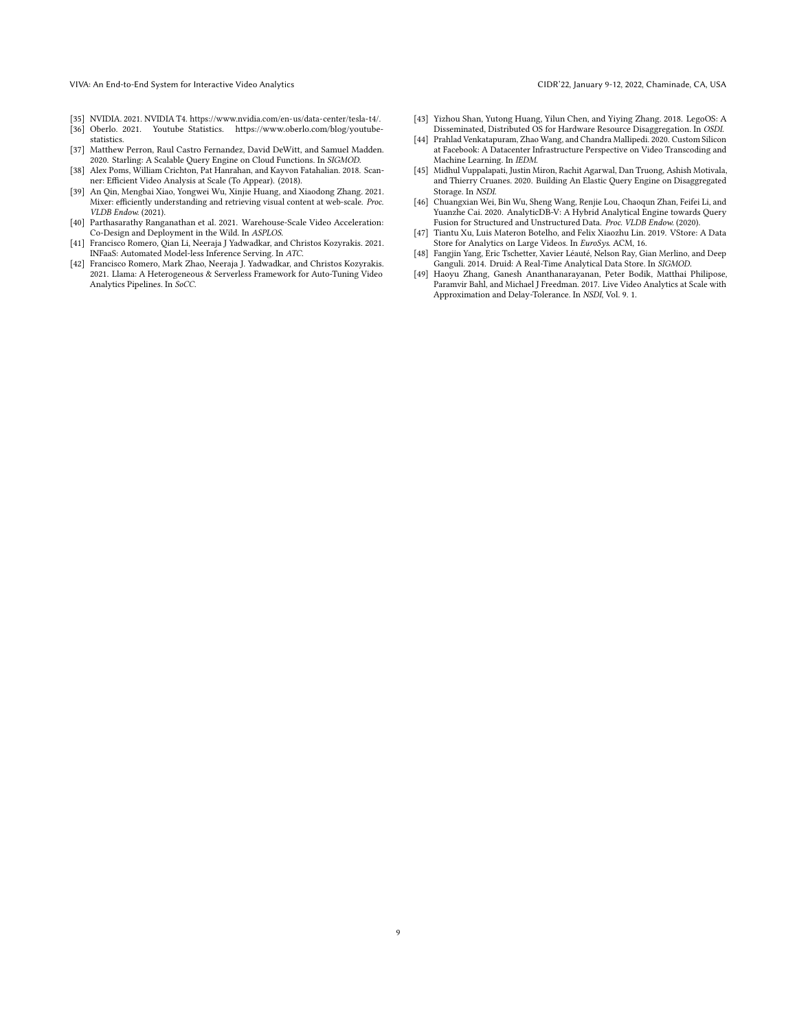- [35] NVIDIA. 2021. NVIDIA T4. https://www.nvidia.com/en-us/data-center/tesla-t4/.
- [36] Oberlo. 2021. Youtube Statistics. https://www.oberlo.com/blog/youtube-statistics.
- [37] Matthew Perron, Raul Castro Fernandez, David DeWitt, and Samuel Madden. 2020. Starling: A Scalable Query Engine on Cloud Functions. In *SIGMOD*.
- [38] Alex Poms, William Crichton, Pat Hanrahan, and Kayvon Fatahalian. 2018. Scanner: Efficient Video Analysis at Scale (To Appear). (2018).
- [39] An Qin, Mengbai Xiao, Yongwei Wu, Xinjie Huang, and Xiaodong Zhang. 2021. Mixer: efficiently understanding and retrieving visual content at web-scale. *Proc. VLDB Endow.* (2021).
- [40] Parthasarathy Ranganathan et al. 2021. Warehouse-Scale Video Acceleration: Co-Design and Deployment in the Wild. In *ASPLOS*.
- [41] Francisco Romero, Qian Li, Neeraja J Yadwadkar, and Christos Kozyrakis. 2021. INFaaS: Automated Model-less Inference Serving. In *ATC*.
- [42] Francisco Romero, Mark Zhao, Neeraja J. Yadwadkar, and Christos Kozyrakis. 2021. Llama: A Heterogeneous & Serverless Framework for Auto-Tuning Video Analytics Pipelines. In *SoCC*.
- [43] Yizhou Shan, Yutong Huang, Yilun Chen, and Yiying Zhang. 2018. LegoOS: A Disseminated, Distributed OS for Hardware Resource Disaggregation. In *OSDI*.
- [44] Prahlad Venkatapuram, Zhao Wang, and Chandra Mallipedi. 2020. Custom Silicon at Facebook: A Datacenter Infrastructure Perspective on Video Transcoding and Machine Learning. In *IEDM*.
- [45] Midhul Vuppalapati, Justin Miron, Rachit Agarwal, Dan Truong, Ashish Motivala, and Thierry Cruanes. 2020. Building An Elastic Query Engine on Disaggregated Storage. In *NSDI*.
- [46] Chuangxian Wei, Bin Wu, Sheng Wang, Renjie Lou, Chaoqun Zhan, Feifei Li, and Yuanzhe Cai. 2020. AnalyticDB-V: A Hybrid Analytical Engine towards Query Fusion for Structured and Unstructured Data. *Proc. VLDB Endow.* (2020).
- [47] Tiantu Xu, Luis Materon Botelho, and Felix Xiaozhu Lin. 2019. VStore: A Data Store for Analytics on Large Videos. In *EuroSys*. ACM, 16.
- [48] Fangjin Yang, Eric Tschetter, Xavier Léauté, Nelson Ray, Gian Merlino, and Deep Ganguli. 2014. Druid: A Real-Time Analytical Data Store. In *SIGMOD*.
- [49] Haoyu Zhang, Ganesh Ananthanarayanan, Peter Bodik, Matthai Philipose, Paramvir Bahl, and Michael J Freedman. 2017. Live Video Analytics at Scale with Approximation and Delay-Tolerance. In *NSDI*, Vol. 9. 1.